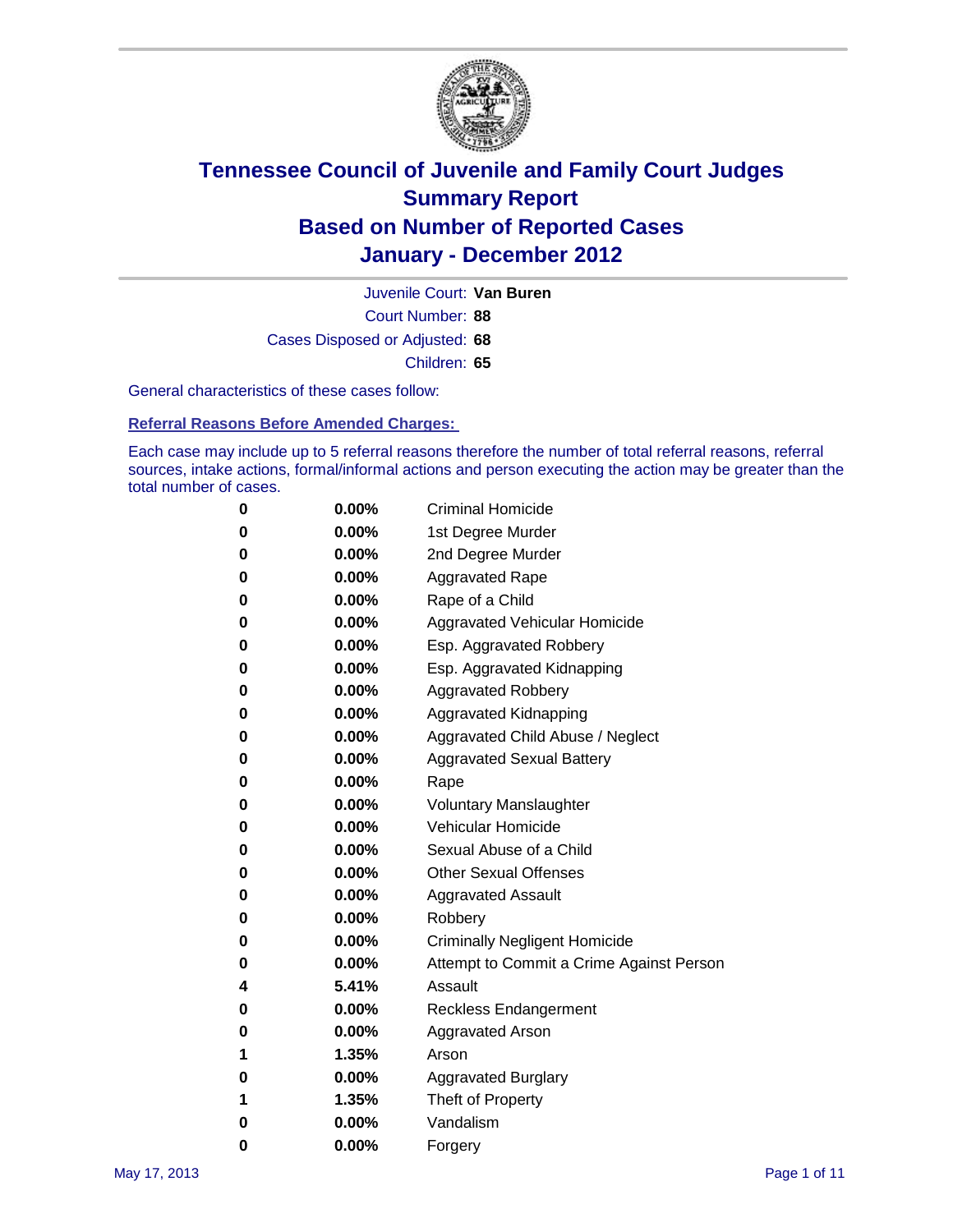# Tennessee Council of Juvenile and Family Court Judges
## Summary Report
## Based on Number of Reported Cases
## January - December 2012

Juvenile Court: **Van Buren**

Court Number: **88**

Cases Disposed or Adjusted: **68**

Children: **65**

General characteristics of these cases follow:

### Referral Reasons Before Amended Charges:

Each case may include up to 5 referral reasons therefore the number of total referral reasons, referral sources, intake actions, formal/informal actions and person executing the action may be greater than the total number of cases.

| Count | Percent | Referral Reason |
|---|---|---|
| 0 | 0.00% | Criminal Homicide |
| 0 | 0.00% | 1st Degree Murder |
| 0 | 0.00% | 2nd Degree Murder |
| 0 | 0.00% | Aggravated Rape |
| 0 | 0.00% | Rape of a Child |
| 0 | 0.00% | Aggravated Vehicular Homicide |
| 0 | 0.00% | Esp. Aggravated Robbery |
| 0 | 0.00% | Esp. Aggravated Kidnapping |
| 0 | 0.00% | Aggravated Robbery |
| 0 | 0.00% | Aggravated Kidnapping |
| 0 | 0.00% | Aggravated Child Abuse / Neglect |
| 0 | 0.00% | Aggravated Sexual Battery |
| 0 | 0.00% | Rape |
| 0 | 0.00% | Voluntary Manslaughter |
| 0 | 0.00% | Vehicular Homicide |
| 0 | 0.00% | Sexual Abuse of a Child |
| 0 | 0.00% | Other Sexual Offenses |
| 0 | 0.00% | Aggravated Assault |
| 0 | 0.00% | Robbery |
| 0 | 0.00% | Criminally Negligent Homicide |
| 0 | 0.00% | Attempt to Commit a Crime Against Person |
| 4 | 5.41% | Assault |
| 0 | 0.00% | Reckless Endangerment |
| 0 | 0.00% | Aggravated Arson |
| 1 | 1.35% | Arson |
| 0 | 0.00% | Aggravated Burglary |
| 1 | 1.35% | Theft of Property |
| 0 | 0.00% | Vandalism |
| 0 | 0.00% | Forgery |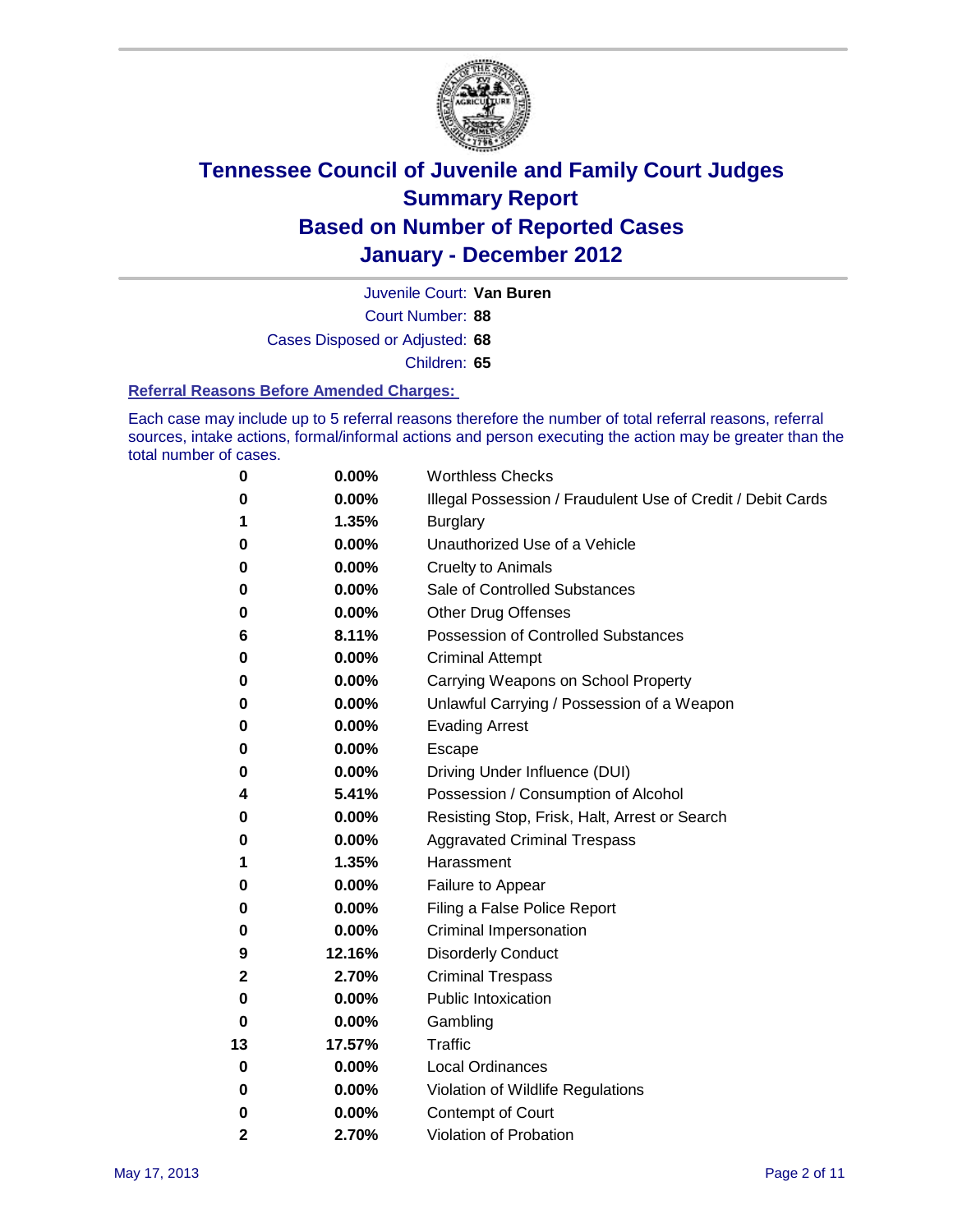# Tennessee Council of Juvenile and Family Court Judges
## Summary Report
## Based on Number of Reported Cases
## January - December 2012

Juvenile Court: **Van Buren**

Court Number: **88**

Cases Disposed or Adjusted: **68**

Children: **65**

### Referral Reasons Before Amended Charges:

Each case may include up to 5 referral reasons therefore the number of total referral reasons, referral sources, intake actions, formal/informal actions and person executing the action may be greater than the total number of cases.

| Count | Percent | Referral Reason |
|---|---|---|
| 0 | 0.00% | Worthless Checks |
| 0 | 0.00% | Illegal Possession / Fraudulent Use of Credit / Debit Cards |
| 1 | 1.35% | Burglary |
| 0 | 0.00% | Unauthorized Use of a Vehicle |
| 0 | 0.00% | Cruelty to Animals |
| 0 | 0.00% | Sale of Controlled Substances |
| 0 | 0.00% | Other Drug Offenses |
| 6 | 8.11% | Possession of Controlled Substances |
| 0 | 0.00% | Criminal Attempt |
| 0 | 0.00% | Carrying Weapons on School Property |
| 0 | 0.00% | Unlawful Carrying / Possession of a Weapon |
| 0 | 0.00% | Evading Arrest |
| 0 | 0.00% | Escape |
| 0 | 0.00% | Driving Under Influence (DUI) |
| 4 | 5.41% | Possession / Consumption of Alcohol |
| 0 | 0.00% | Resisting Stop, Frisk, Halt, Arrest or Search |
| 0 | 0.00% | Aggravated Criminal Trespass |
| 1 | 1.35% | Harassment |
| 0 | 0.00% | Failure to Appear |
| 0 | 0.00% | Filing a False Police Report |
| 0 | 0.00% | Criminal Impersonation |
| 9 | 12.16% | Disorderly Conduct |
| 2 | 2.70% | Criminal Trespass |
| 0 | 0.00% | Public Intoxication |
| 0 | 0.00% | Gambling |
| 13 | 17.57% | Traffic |
| 0 | 0.00% | Local Ordinances |
| 0 | 0.00% | Violation of Wildlife Regulations |
| 0 | 0.00% | Contempt of Court |
| 2 | 2.70% | Violation of Probation |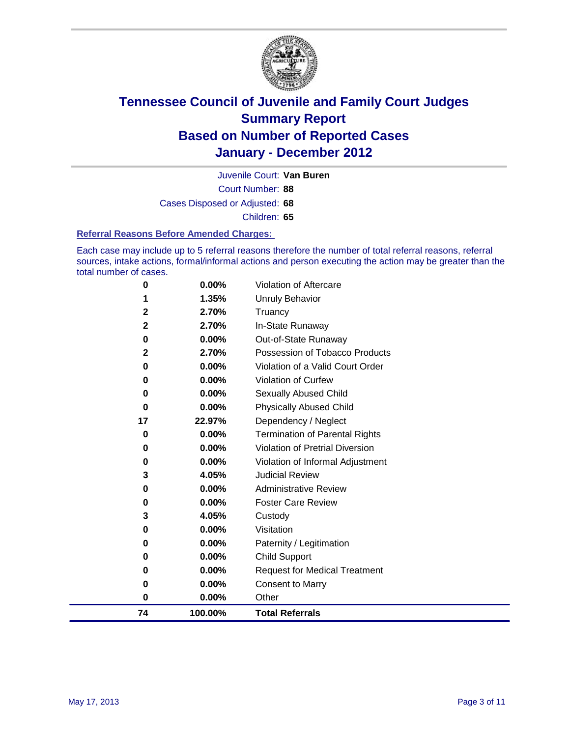# Tennessee Council of Juvenile and Family Court Judges
## Summary Report
## Based on Number of Reported Cases
## January - December 2012

Juvenile Court: **Van Buren**

Court Number: **88**

Cases Disposed or Adjusted: **68**

Children: **65**

### Referral Reasons Before Amended Charges:

Each case may include up to 5 referral reasons therefore the number of total referral reasons, referral sources, intake actions, formal/informal actions and person executing the action may be greater than the total number of cases.

| Count | Percent | Reason |
|---|---|---|
| 0 | 0.00% | Violation of Aftercare |
| 1 | 1.35% | Unruly Behavior |
| 2 | 2.70% | Truancy |
| 2 | 2.70% | In-State Runaway |
| 0 | 0.00% | Out-of-State Runaway |
| 2 | 2.70% | Possession of Tobacco Products |
| 0 | 0.00% | Violation of a Valid Court Order |
| 0 | 0.00% | Violation of Curfew |
| 0 | 0.00% | Sexually Abused Child |
| 0 | 0.00% | Physically Abused Child |
| 17 | 22.97% | Dependency / Neglect |
| 0 | 0.00% | Termination of Parental Rights |
| 0 | 0.00% | Violation of Pretrial Diversion |
| 0 | 0.00% | Violation of Informal Adjustment |
| 3 | 4.05% | Judicial Review |
| 0 | 0.00% | Administrative Review |
| 0 | 0.00% | Foster Care Review |
| 3 | 4.05% | Custody |
| 0 | 0.00% | Visitation |
| 0 | 0.00% | Paternity / Legitimation |
| 0 | 0.00% | Child Support |
| 0 | 0.00% | Request for Medical Treatment |
| 0 | 0.00% | Consent to Marry |
| 0 | 0.00% | Other |
| **74** | **100.00%** | **Total Referrals** |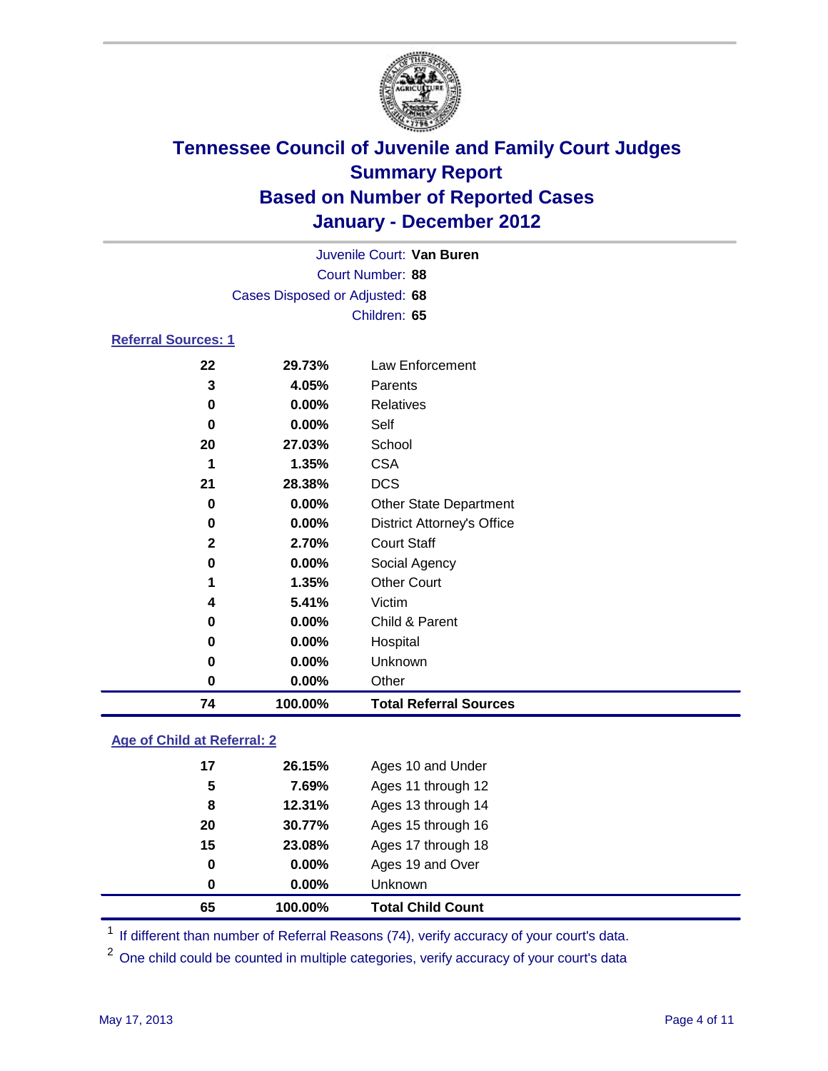# Tennessee Council of Juvenile and Family Court Judges
## Summary Report
## Based on Number of Reported Cases
## January - December 2012

Juvenile Court: **Van Buren**
Court Number: **88**
Cases Disposed or Adjusted: **68**
Children: **65**

### Referral Sources: 1

| | | |
|---|---|---|
| 22 | 29.73% | Law Enforcement |
| 3 | 4.05% | Parents |
| 0 | 0.00% | Relatives |
| 0 | 0.00% | Self |
| 20 | 27.03% | School |
| 1 | 1.35% | CSA |
| 21 | 28.38% | DCS |
| 0 | 0.00% | Other State Department |
| 0 | 0.00% | District Attorney's Office |
| 2 | 2.70% | Court Staff |
| 0 | 0.00% | Social Agency |
| 1 | 1.35% | Other Court |
| 4 | 5.41% | Victim |
| 0 | 0.00% | Child & Parent |
| 0 | 0.00% | Hospital |
| 0 | 0.00% | Unknown |
| 0 | 0.00% | Other |
| **74** | **100.00%** | **Total Referral Sources** |

### Age of Child at Referral: 2

| | | |
|---|---|---|
| 17 | 26.15% | Ages 10 and Under |
| 5 | 7.69% | Ages 11 through 12 |
| 8 | 12.31% | Ages 13 through 14 |
| 20 | 30.77% | Ages 15 through 16 |
| 15 | 23.08% | Ages 17 through 18 |
| 0 | 0.00% | Ages 19 and Over |
| 0 | 0.00% | Unknown |
| **65** | **100.00%** | **Total Child Count** |

[1] If different than number of Referral Reasons (74), verify accuracy of your court's data.

[2] One child could be counted in multiple categories, verify accuracy of your court's data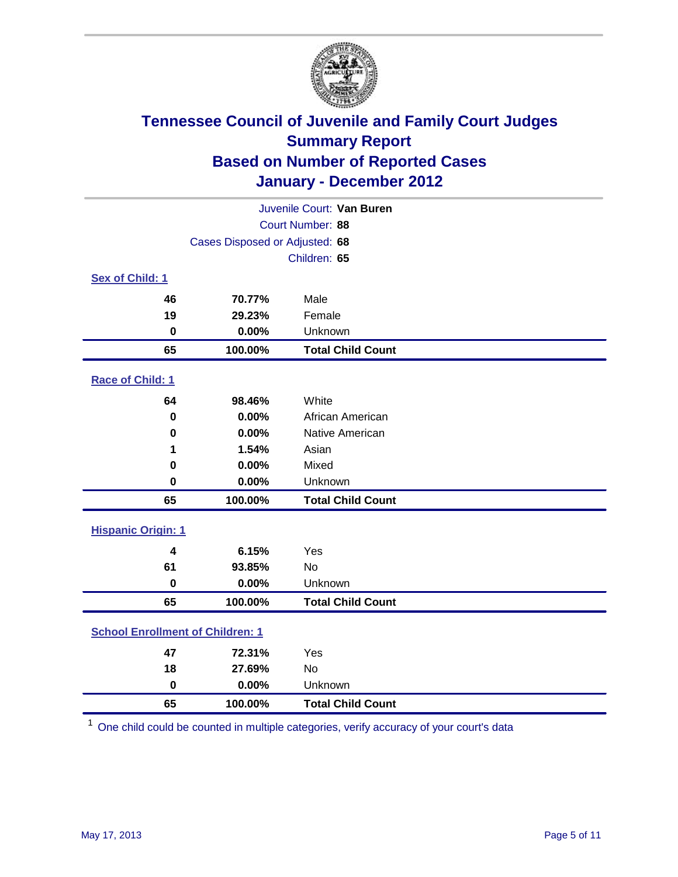# Tennessee Council of Juvenile and Family Court Judges
## Summary Report
## Based on Number of Reported Cases
## January - December 2012

Juvenile Court: **Van Buren**
Court Number: **88**
Cases Disposed or Adjusted: **68**
Children: **65**

### Sex of Child: 1

| | | |
|---|---|---|
| **46** | **70.77%** | Male |
| **19** | **29.23%** | Female |
| **0** | **0.00%** | Unknown |
| **65** | **100.00%** | **Total Child Count** |

### Race of Child: 1

| | | |
|---|---|---|
| **64** | **98.46%** | White |
| **0** | **0.00%** | African American |
| **0** | **0.00%** | Native American |
| **1** | **1.54%** | Asian |
| **0** | **0.00%** | Mixed |
| **0** | **0.00%** | Unknown |
| **65** | **100.00%** | **Total Child Count** |

### Hispanic Origin: 1

| | | |
|---|---|---|
| **4** | **6.15%** | Yes |
| **61** | **93.85%** | No |
| **0** | **0.00%** | Unknown |
| **65** | **100.00%** | **Total Child Count** |

### School Enrollment of Children: 1

| | | |
|---|---|---|
| **47** | **72.31%** | Yes |
| **18** | **27.69%** | No |
| **0** | **0.00%** | Unknown |
| **65** | **100.00%** | **Total Child Count** |

[1] One child could be counted in multiple categories, verify accuracy of your court's data

May 17, 2013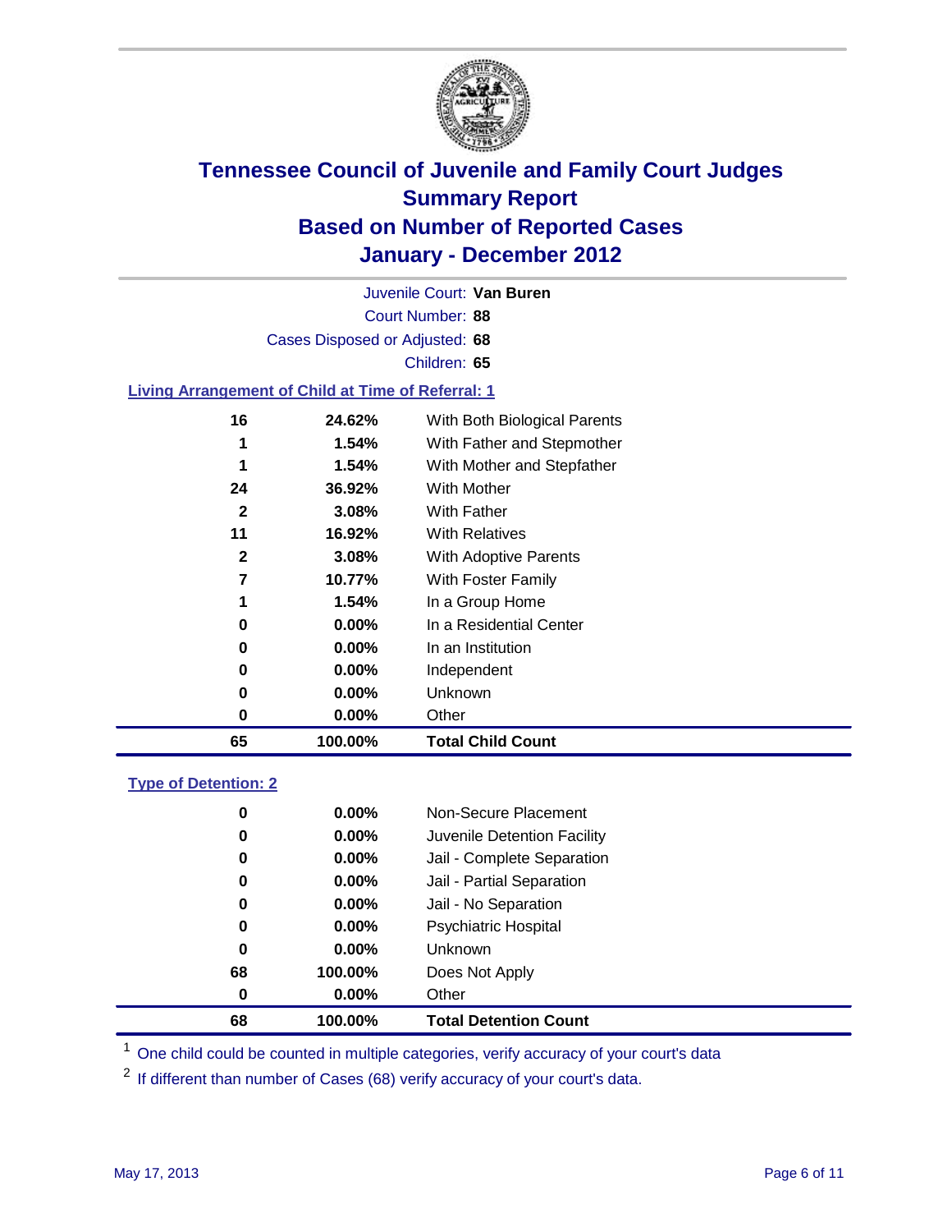# Tennessee Council of Juvenile and Family Court Judges
## Summary Report
## Based on Number of Reported Cases
## January - December 2012

Juvenile Court: **Van Buren**

Court Number: **88**

Cases Disposed or Adjusted: **68**

Children: **65**

### Living Arrangement of Child at Time of Referral: 1

| Count | Percent | Category |
|---|---|---|
| 16 | 24.62% | With Both Biological Parents |
| 1 | 1.54% | With Father and Stepmother |
| 1 | 1.54% | With Mother and Stepfather |
| 24 | 36.92% | With Mother |
| 2 | 3.08% | With Father |
| 11 | 16.92% | With Relatives |
| 2 | 3.08% | With Adoptive Parents |
| 7 | 10.77% | With Foster Family |
| 1 | 1.54% | In a Group Home |
| 0 | 0.00% | In a Residential Center |
| 0 | 0.00% | In an Institution |
| 0 | 0.00% | Independent |
| 0 | 0.00% | Unknown |
| 0 | 0.00% | Other |
| **65** | **100.00%** | **Total Child Count** |

### Type of Detention: 2

| Count | Percent | Category |
|---|---|---|
| 0 | 0.00% | Non-Secure Placement |
| 0 | 0.00% | Juvenile Detention Facility |
| 0 | 0.00% | Jail - Complete Separation |
| 0 | 0.00% | Jail - Partial Separation |
| 0 | 0.00% | Jail - No Separation |
| 0 | 0.00% | Psychiatric Hospital |
| 0 | 0.00% | Unknown |
| 68 | 100.00% | Does Not Apply |
| 0 | 0.00% | Other |
| **68** | **100.00%** | **Total Detention Count** |

[1] One child could be counted in multiple categories, verify accuracy of your court's data

[2] If different than number of Cases (68) verify accuracy of your court's data.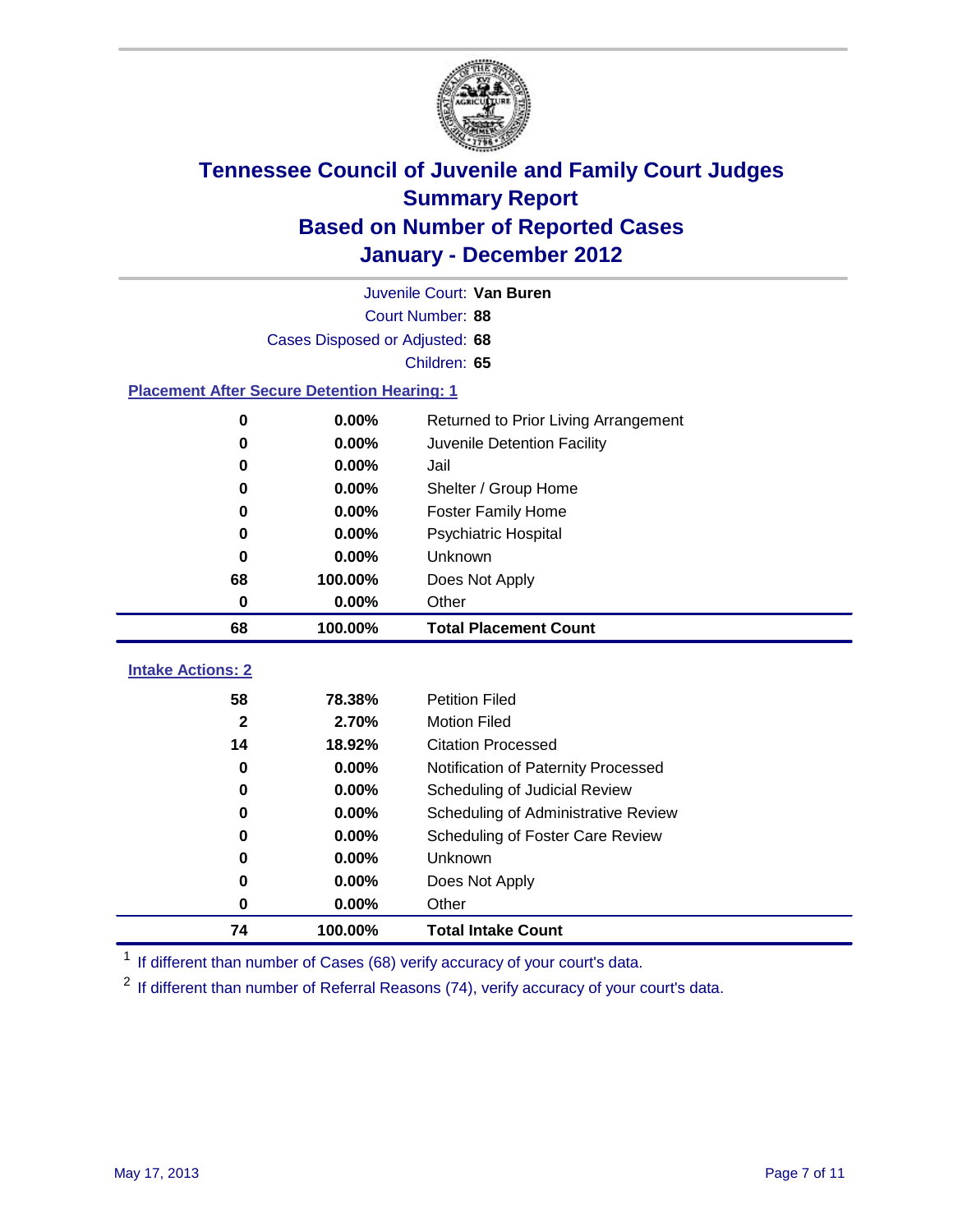# Tennessee Council of Juvenile and Family Court Judges
## Summary Report
## Based on Number of Reported Cases
## January - December 2012

Juvenile Court: **Van Buren**

Court Number: **88**

Cases Disposed or Adjusted: **68**

Children: **65**

### Placement After Secure Detention Hearing: 1

| Count | Percent | Placement |
|---|---|---|
| 0 | 0.00% | Returned to Prior Living Arrangement |
| 0 | 0.00% | Juvenile Detention Facility |
| 0 | 0.00% | Jail |
| 0 | 0.00% | Shelter / Group Home |
| 0 | 0.00% | Foster Family Home |
| 0 | 0.00% | Psychiatric Hospital |
| 0 | 0.00% | Unknown |
| 68 | 100.00% | Does Not Apply |
| 0 | 0.00% | Other |
| **68** | **100.00%** | **Total Placement Count** |

### Intake Actions: 2

| Count | Percent | Intake Action |
|---|---|---|
| 58 | 78.38% | Petition Filed |
| 2 | 2.70% | Motion Filed |
| 14 | 18.92% | Citation Processed |
| 0 | 0.00% | Notification of Paternity Processed |
| 0 | 0.00% | Scheduling of Judicial Review |
| 0 | 0.00% | Scheduling of Administrative Review |
| 0 | 0.00% | Scheduling of Foster Care Review |
| 0 | 0.00% | Unknown |
| 0 | 0.00% | Does Not Apply |
| 0 | 0.00% | Other |
| **74** | **100.00%** | **Total Intake Count** |

[1] If different than number of Cases (68) verify accuracy of your court's data.

[2] If different than number of Referral Reasons (74), verify accuracy of your court's data.

May 17, 2013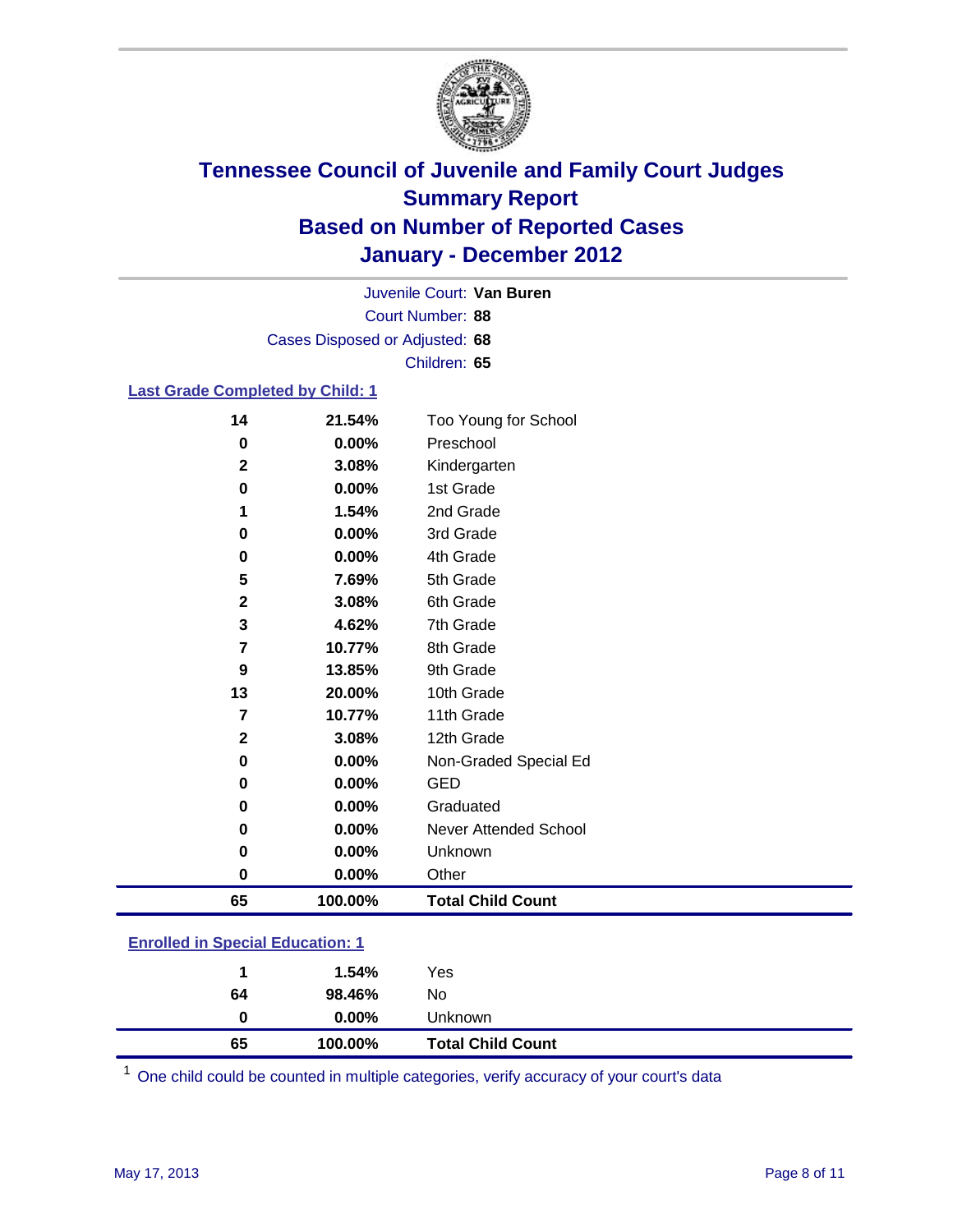# Tennessee Council of Juvenile and Family Court Judges
## Summary Report
## Based on Number of Reported Cases
## January - December 2012

Juvenile Court: **Van Buren**
Court Number: **88**
Cases Disposed or Adjusted: **68**
Children: **65**

### Last Grade Completed by Child: 1

| Count | Percent | Category |
|---|---|---|
| 14 | 21.54% | Too Young for School |
| 0 | 0.00% | Preschool |
| 2 | 3.08% | Kindergarten |
| 0 | 0.00% | 1st Grade |
| 1 | 1.54% | 2nd Grade |
| 0 | 0.00% | 3rd Grade |
| 0 | 0.00% | 4th Grade |
| 5 | 7.69% | 5th Grade |
| 2 | 3.08% | 6th Grade |
| 3 | 4.62% | 7th Grade |
| 7 | 10.77% | 8th Grade |
| 9 | 13.85% | 9th Grade |
| 13 | 20.00% | 10th Grade |
| 7 | 10.77% | 11th Grade |
| 2 | 3.08% | 12th Grade |
| 0 | 0.00% | Non-Graded Special Ed |
| 0 | 0.00% | GED |
| 0 | 0.00% | Graduated |
| 0 | 0.00% | Never Attended School |
| 0 | 0.00% | Unknown |
| 0 | 0.00% | Other |
| **65** | **100.00%** | **Total Child Count** |

### Enrolled in Special Education: 1

| Count | Percent | Category |
|---|---|---|
| 1 | 1.54% | Yes |
| 64 | 98.46% | No |
| 0 | 0.00% | Unknown |
| **65** | **100.00%** | **Total Child Count** |

[1] One child could be counted in multiple categories, verify accuracy of your court's data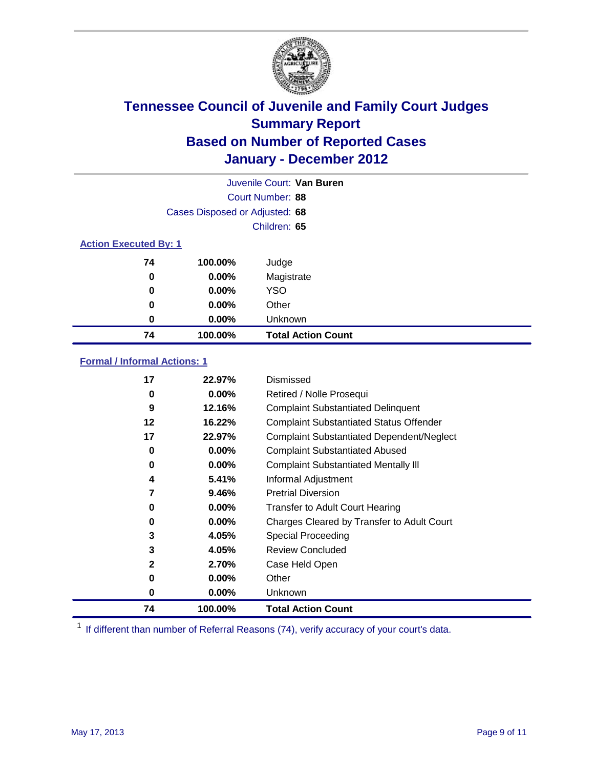# Tennessee Council of Juvenile and Family Court Judges
## Summary Report
## Based on Number of Reported Cases
## January - December 2012

Juvenile Court: **Van Buren**
Court Number: **88**
Cases Disposed or Adjusted: **68**
Children: **65**

### Action Executed By: 1

| | | |
|---|---|---|
| 74 | 100.00% | Judge |
| 0 | 0.00% | Magistrate |
| 0 | 0.00% | YSO |
| 0 | 0.00% | Other |
| 0 | 0.00% | Unknown |
| **74** | **100.00%** | **Total Action Count** |

### Formal / Informal Actions: 1

| | | |
|---|---|---|
| 17 | 22.97% | Dismissed |
| 0 | 0.00% | Retired / Nolle Prosequi |
| 9 | 12.16% | Complaint Substantiated Delinquent |
| 12 | 16.22% | Complaint Substantiated Status Offender |
| 17 | 22.97% | Complaint Substantiated Dependent/Neglect |
| 0 | 0.00% | Complaint Substantiated Abused |
| 0 | 0.00% | Complaint Substantiated Mentally Ill |
| 4 | 5.41% | Informal Adjustment |
| 7 | 9.46% | Pretrial Diversion |
| 0 | 0.00% | Transfer to Adult Court Hearing |
| 0 | 0.00% | Charges Cleared by Transfer to Adult Court |
| 3 | 4.05% | Special Proceeding |
| 3 | 4.05% | Review Concluded |
| 2 | 2.70% | Case Held Open |
| 0 | 0.00% | Other |
| 0 | 0.00% | Unknown |
| **74** | **100.00%** | **Total Action Count** |

[1] If different than number of Referral Reasons (74), verify accuracy of your court's data.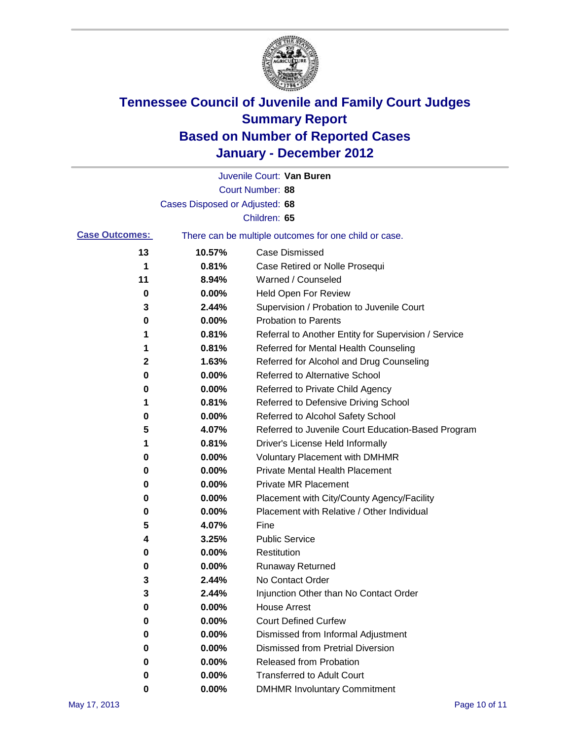# Tennessee Council of Juvenile and Family Court Judges
# Summary Report
# Based on Number of Reported Cases
# January - December 2012

Juvenile Court: **Van Buren**

Court Number: **88**

Cases Disposed or Adjusted: **68**

Children: **65**

**Case Outcomes:** There can be multiple outcomes for one child or case.

| Count | Percent | Outcome |
|---|---|---|
| 13 | 10.57% | Case Dismissed |
| 1 | 0.81% | Case Retired or Nolle Prosequi |
| 11 | 8.94% | Warned / Counseled |
| 0 | 0.00% | Held Open For Review |
| 3 | 2.44% | Supervision / Probation to Juvenile Court |
| 0 | 0.00% | Probation to Parents |
| 1 | 0.81% | Referral to Another Entity for Supervision / Service |
| 1 | 0.81% | Referred for Mental Health Counseling |
| 2 | 1.63% | Referred for Alcohol and Drug Counseling |
| 0 | 0.00% | Referred to Alternative School |
| 0 | 0.00% | Referred to Private Child Agency |
| 1 | 0.81% | Referred to Defensive Driving School |
| 0 | 0.00% | Referred to Alcohol Safety School |
| 5 | 4.07% | Referred to Juvenile Court Education-Based Program |
| 1 | 0.81% | Driver's License Held Informally |
| 0 | 0.00% | Voluntary Placement with DMHMR |
| 0 | 0.00% | Private Mental Health Placement |
| 0 | 0.00% | Private MR Placement |
| 0 | 0.00% | Placement with City/County Agency/Facility |
| 0 | 0.00% | Placement with Relative / Other Individual |
| 5 | 4.07% | Fine |
| 4 | 3.25% | Public Service |
| 0 | 0.00% | Restitution |
| 0 | 0.00% | Runaway Returned |
| 3 | 2.44% | No Contact Order |
| 3 | 2.44% | Injunction Other than No Contact Order |
| 0 | 0.00% | House Arrest |
| 0 | 0.00% | Court Defined Curfew |
| 0 | 0.00% | Dismissed from Informal Adjustment |
| 0 | 0.00% | Dismissed from Pretrial Diversion |
| 0 | 0.00% | Released from Probation |
| 0 | 0.00% | Transferred to Adult Court |
| 0 | 0.00% | DMHMR Involuntary Commitment |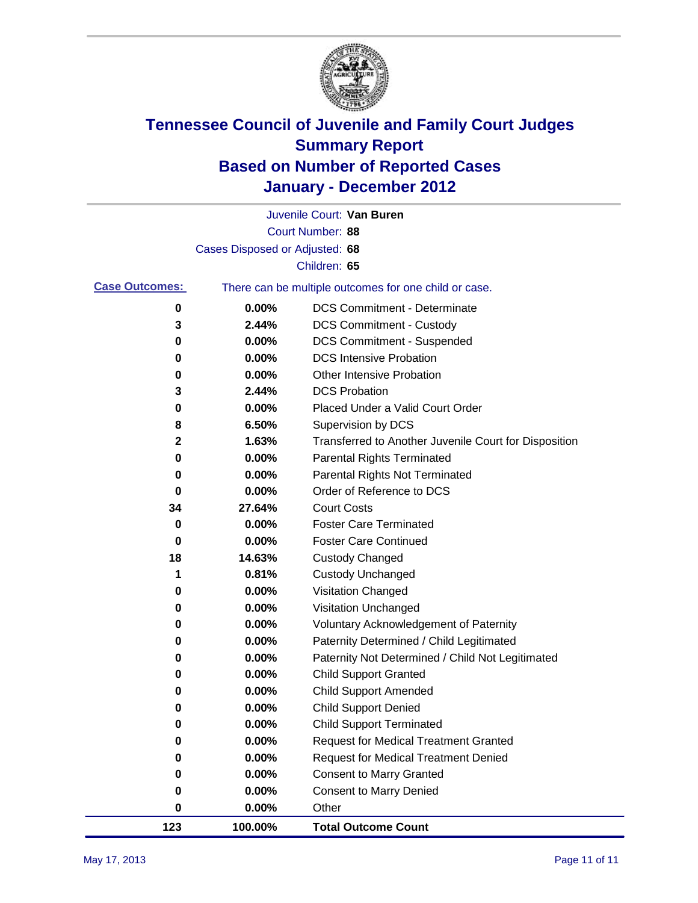# Tennessee Council of Juvenile and Family Court Judges
## Summary Report
## Based on Number of Reported Cases
## January - December 2012

Juvenile Court: **Van Buren**

Court Number: **88**

Cases Disposed or Adjusted: **68**

Children: **65**

**Case Outcomes:** There can be multiple outcomes for one child or case.

| | | |
|---|---|---|
| 0 | 0.00% | DCS Commitment - Determinate |
| 3 | 2.44% | DCS Commitment - Custody |
| 0 | 0.00% | DCS Commitment - Suspended |
| 0 | 0.00% | DCS Intensive Probation |
| 0 | 0.00% | Other Intensive Probation |
| 3 | 2.44% | DCS Probation |
| 0 | 0.00% | Placed Under a Valid Court Order |
| 8 | 6.50% | Supervision by DCS |
| 2 | 1.63% | Transferred to Another Juvenile Court for Disposition |
| 0 | 0.00% | Parental Rights Terminated |
| 0 | 0.00% | Parental Rights Not Terminated |
| 0 | 0.00% | Order of Reference to DCS |
| 34 | 27.64% | Court Costs |
| 0 | 0.00% | Foster Care Terminated |
| 0 | 0.00% | Foster Care Continued |
| 18 | 14.63% | Custody Changed |
| 1 | 0.81% | Custody Unchanged |
| 0 | 0.00% | Visitation Changed |
| 0 | 0.00% | Visitation Unchanged |
| 0 | 0.00% | Voluntary Acknowledgement of Paternity |
| 0 | 0.00% | Paternity Determined / Child Legitimated |
| 0 | 0.00% | Paternity Not Determined / Child Not Legitimated |
| 0 | 0.00% | Child Support Granted |
| 0 | 0.00% | Child Support Amended |
| 0 | 0.00% | Child Support Denied |
| 0 | 0.00% | Child Support Terminated |
| 0 | 0.00% | Request for Medical Treatment Granted |
| 0 | 0.00% | Request for Medical Treatment Denied |
| 0 | 0.00% | Consent to Marry Granted |
| 0 | 0.00% | Consent to Marry Denied |
| 0 | 0.00% | Other |
| **123** | **100.00%** | **Total Outcome Count** |